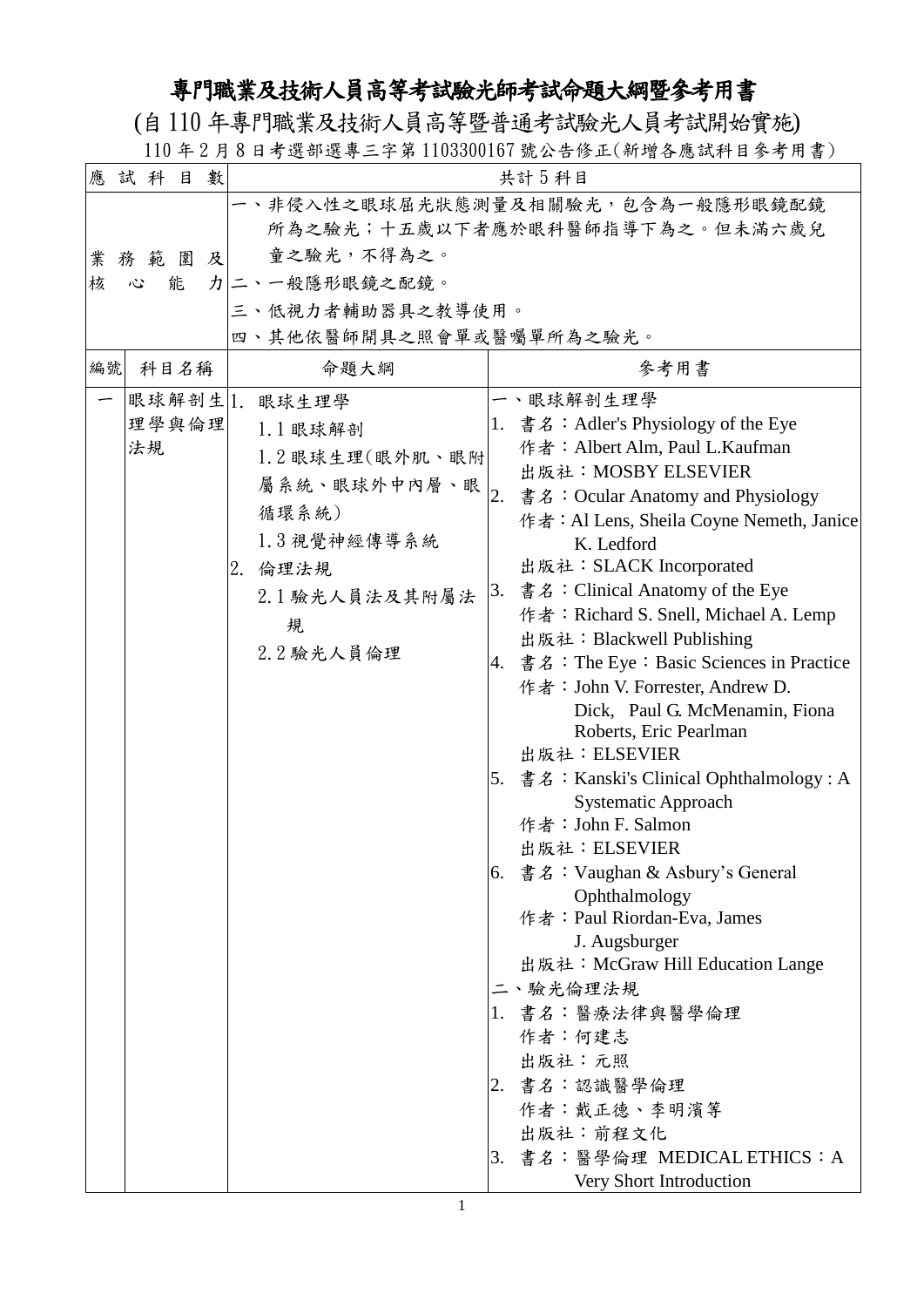# 專門職業及技術人員高等考試驗光師考試命題大綱暨參考用書

(自 110 年專門職業及技術人員高等暨普通考試驗光人員考試開始實施)

110 年 2 月 8 日考選部選專三字第 1103300167 號公告修正(新增各應試科目參考用書)

| 應試科目數 | | 共計 5 科目 | |
|---|---|---|---|
| 業務範圍及核心能力 | | 一、非侵入性之眼球屈光狀態測量及相關驗光，包含為一般隱形眼鏡配鏡所為之驗光；十五歲以下者應於眼科醫師指導下為之。但未滿六歲兒童之驗光，不得為之。<br>二、一般隱形眼鏡之配鏡。<br>三、低視力者輔助器具之教導使用。<br>四、其他依醫師開具之照會單或醫囑單所為之驗光。 | |
| 編號 | 科目名稱 | 命題大綱 | 參考用書 |
| 一 | 眼球解剖生理學與倫理法規 | 1. 眼球生理學<br>1.1 眼球解剖<br>1.2 眼球生理(眼外肌、眼附屬系統、眼球外中內層、眼循環系統)<br>1.3 視覺神經傳導系統<br>2. 倫理法規<br>2.1 驗光人員法及其附屬法規<br>2.2 驗光人員倫理 | 一、眼球解剖生理學<br>1. 書名：Adler's Physiology of the Eye<br>作者：Albert Alm, Paul L.Kaufman<br>出版社：MOSBY ELSEVIER<br>2. 書名：Ocular Anatomy and Physiology<br>作者：Al Lens, Sheila Coyne Nemeth, Janice K. Ledford<br>出版社：SLACK Incorporated<br>3. 書名：Clinical Anatomy of the Eye<br>作者：Richard S. Snell, Michael A. Lemp<br>出版社：Blackwell Publishing<br>4. 書名：The Eye：Basic Sciences in Practice<br>作者：John V. Forrester, Andrew D. Dick, Paul G. McMenamin, Fiona Roberts, Eric Pearlman<br>出版社：ELSEVIER<br>5. 書名：Kanski's Clinical Ophthalmology : A Systematic Approach<br>作者：John F. Salmon<br>出版社：ELSEVIER<br>6. 書名：Vaughan & Asbury's General Ophthalmology<br>作者：Paul Riordan-Eva, James J. Augsburger<br>出版社：McGraw Hill Education Lange<br>二、驗光倫理法規<br>1. 書名：醫療法律與醫學倫理<br>作者：何建志<br>出版社：元照<br>2. 書名：認識醫學倫理<br>作者：戴正德、李明濱等<br>出版社：前程文化<br>3. 書名：醫學倫理 MEDICAL ETHICS：A Very Short Introduction |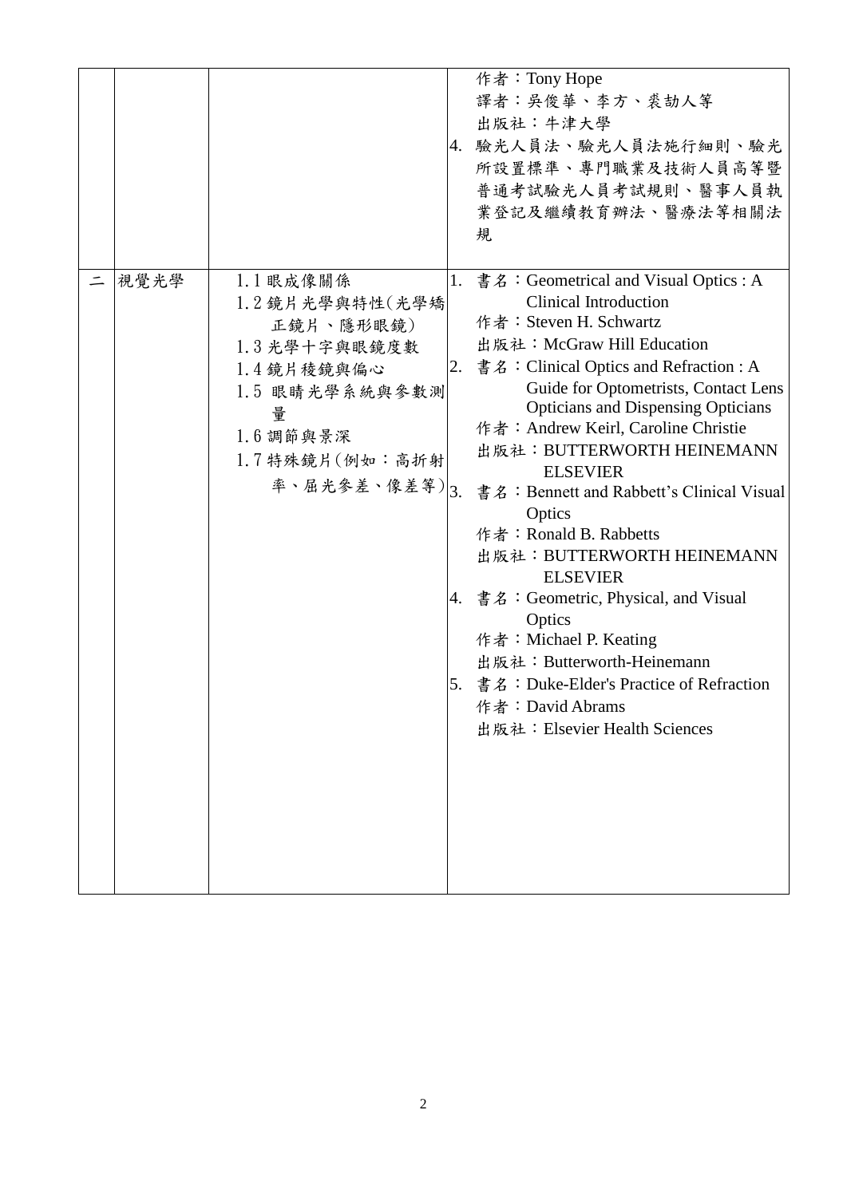| | | | |
|---|---|---|---|
| | | | 作者：Tony Hope<br>譯者：吳俊華、李方、裘劼人等<br>出版社：牛津大學<br>4. 驗光人員法、驗光人員法施行細則、驗光所設置標準、專門職業及技術人員高等暨普通考試驗光人員考試規則、醫事人員執業登記及繼續教育辦法、醫療法等相關法規 |
| 二 | 視覺光學 | 1.1 眼成像關係<br>1.2 鏡片光學與特性(光學矯正鏡片、隱形眼鏡)<br>1.3 光學十字與眼鏡度數<br>1.4 鏡片稜鏡與偏心<br>1.5 眼睛光學系統與參數測量<br>1.6 調節與景深<br>1.7 特殊鏡片(例如：高折射率、屈光參差、像差等) | 1. 書名：Geometrical and Visual Optics : A Clinical Introduction<br>作者：Steven H. Schwartz<br>出版社：McGraw Hill Education<br>2. 書名：Clinical Optics and Refraction : A Guide for Optometrists, Contact Lens Opticians and Dispensing Opticians<br>作者：Andrew Keirl, Caroline Christie<br>出版社：BUTTERWORTH HEINEMANN ELSEVIER<br>3. 書名：Bennett and Rabbett's Clinical Visual Optics<br>作者：Ronald B. Rabbetts<br>出版社：BUTTERWORTH HEINEMANN ELSEVIER<br>4. 書名：Geometric, Physical, and Visual Optics<br>作者：Michael P. Keating<br>出版社：Butterworth-Heinemann<br>5. 書名：Duke-Elder's Practice of Refraction<br>作者：David Abrams<br>出版社：Elsevier Health Sciences |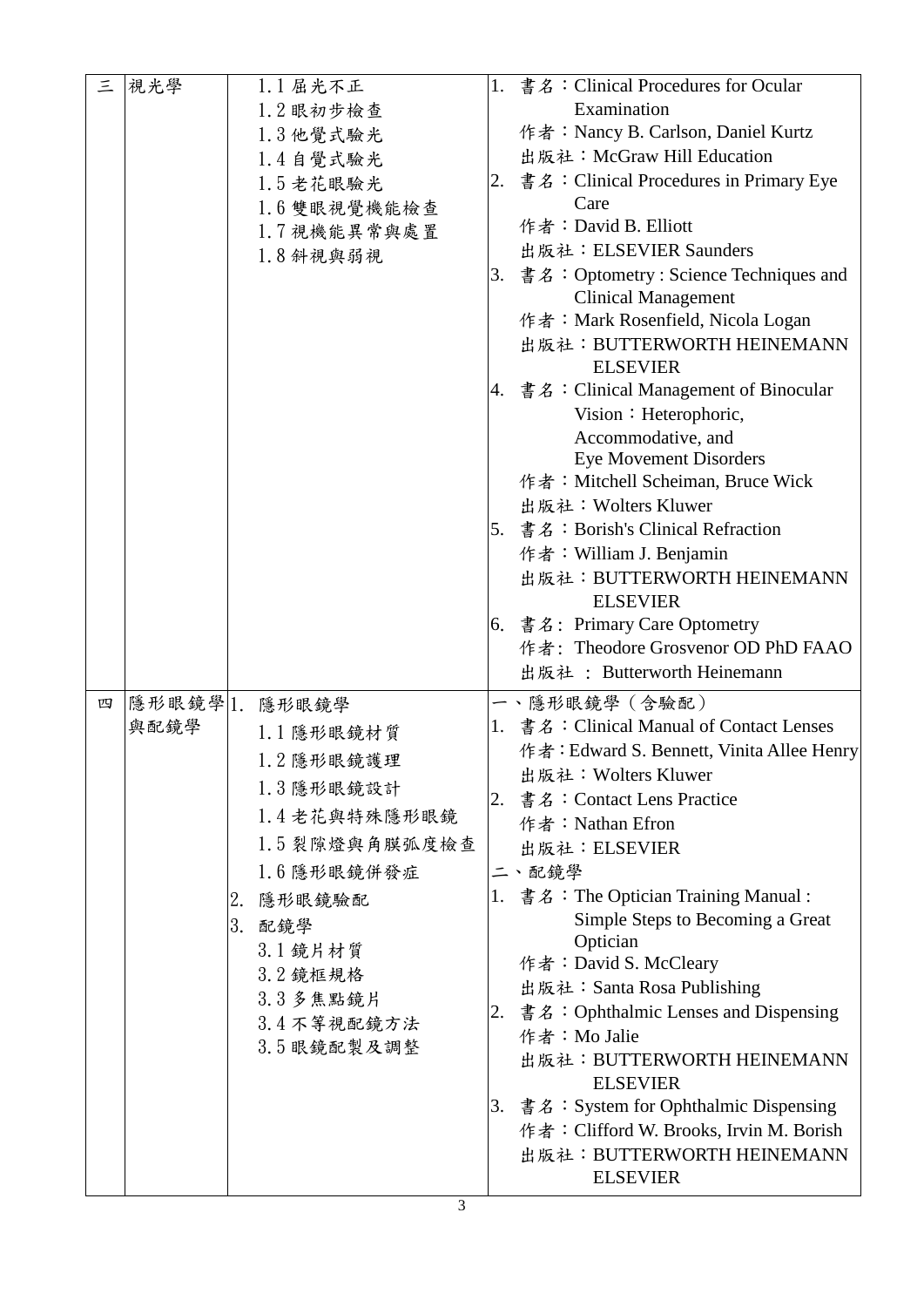| 三 | 視光學 | 1.1 屈光不正<br>1.2 眼初步檢查<br>1.3 他覺式驗光<br>1.4 自覺式驗光<br>1.5 老花眼驗光<br>1.6 雙眼視覺機能檢查<br>1.7 視機能異常與處置<br>1.8 斜視與弱視 | 1. 書名：Clinical Procedures for Ocular Examination<br>作者：Nancy B. Carlson, Daniel Kurtz<br>出版社：McGraw Hill Education<br>2. 書名：Clinical Procedures in Primary Eye Care<br>作者：David B. Elliott<br>出版社：ELSEVIER Saunders<br>3. 書名：Optometry : Science Techniques and Clinical Management<br>作者：Mark Rosenfield, Nicola Logan<br>出版社：BUTTERWORTH HEINEMANN ELSEVIER<br>4. 書名：Clinical Management of Binocular Vision：Heterophoric, Accommodative, and Eye Movement Disorders<br>作者：Mitchell Scheiman, Bruce Wick<br>出版社：Wolters Kluwer<br>5. 書名：Borish's Clinical Refraction<br>作者：William J. Benjamin<br>出版社：BUTTERWORTH HEINEMANN ELSEVIER<br>6. 書名: Primary Care Optometry<br>作者: Theodore Grosvenor OD PhD FAAO<br>出版社 : Butterworth Heinemann |
|---|---|---|---|
| 四 | 隱形眼鏡學與配鏡學 | 1. 隱形眼鏡學<br>1.1 隱形眼鏡材質<br>1.2 隱形眼鏡護理<br>1.3 隱形眼鏡設計<br>1.4 老花與特殊隱形眼鏡<br>1.5 裂隙燈與角膜弧度檢查<br>1.6 隱形眼鏡併發症<br>2. 隱形眼鏡驗配<br>3. 配鏡學<br>3.1 鏡片材質<br>3.2 鏡框規格<br>3.3 多焦點鏡片<br>3.4 不等視配鏡方法<br>3.5 眼鏡配製及調整 | 一、隱形眼鏡學（含驗配）<br>1. 書名：Clinical Manual of Contact Lenses<br>作者：Edward S. Bennett, Vinita Allee Henry<br>出版社：Wolters Kluwer<br>2. 書名：Contact Lens Practice<br>作者：Nathan Efron<br>出版社：ELSEVIER<br>二、配鏡學<br>1. 書名：The Optician Training Manual : Simple Steps to Becoming a Great Optician<br>作者：David S. McCleary<br>出版社：Santa Rosa Publishing<br>2. 書名：Ophthalmic Lenses and Dispensing<br>作者：Mo Jalie<br>出版社：BUTTERWORTH HEINEMANN ELSEVIER<br>3. 書名：System for Ophthalmic Dispensing<br>作者：Clifford W. Brooks, Irvin M. Borish<br>出版社：BUTTERWORTH HEINEMANN ELSEVIER |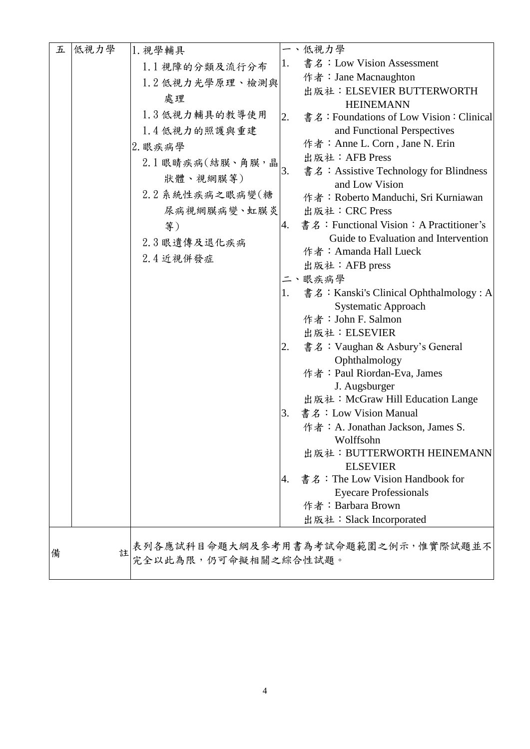| 五 | 低視力學 | 1.視學輔具<br>1.1 視障的分類及流行分布<br>1.2 低視力光學原理、檢測與處理<br>1.3 低視力輔具的教導使用<br>1.4 低視力的照護與重建<br>2.眼疾病學<br>2.1 眼睛疾病(結膜、角膜，晶狀體、視網膜等)<br>2.2 系統性疾病之眼病變(糖尿病視網膜病變、虹膜炎等)<br>2.3 眼遺傳及退化疾病<br>2.4 近視併發症 | 一、低視力學<br>1. 書名：Low Vision Assessment<br>作者：Jane Macnaughton<br>出版社：ELSEVIER BUTTERWORTH HEINEMANN<br>2. 書名：Foundations of Low Vision：Clinical and Functional Perspectives<br>作者：Anne L. Corn , Jane N. Erin<br>出版社：AFB Press<br>3. 書名：Assistive Technology for Blindness and Low Vision<br>作者：Roberto Manduchi, Sri Kurniawan<br>出版社：CRC Press<br>4. 書名：Functional Vision：A Practitioner's Guide to Evaluation and Intervention<br>作者：Amanda Hall Lueck<br>出版社：AFB press<br>二、眼疾病學<br>1. 書名：Kanski's Clinical Ophthalmology : A Systematic Approach<br>作者：John F. Salmon<br>出版社：ELSEVIER<br>2. 書名：Vaughan & Asbury's General Ophthalmology<br>作者：Paul Riordan-Eva, James J. Augsburger<br>出版社：McGraw Hill Education Lange<br>3. 書名：Low Vision Manual<br>作者：A. Jonathan Jackson, James S. Wolffsohn<br>出版社：BUTTERWORTH HEINEMANN ELSEVIER<br>4. 書名：The Low Vision Handbook for Eyecare Professionals<br>作者：Barbara Brown<br>出版社：Slack Incorporated |
|---|---|---|---|
| 備註 | | 表列各應試科目命題大綱及參考用書為考試命題範圍之例示，惟實際試題並不完全以此為限，仍可命擬相關之綜合性試題。 | |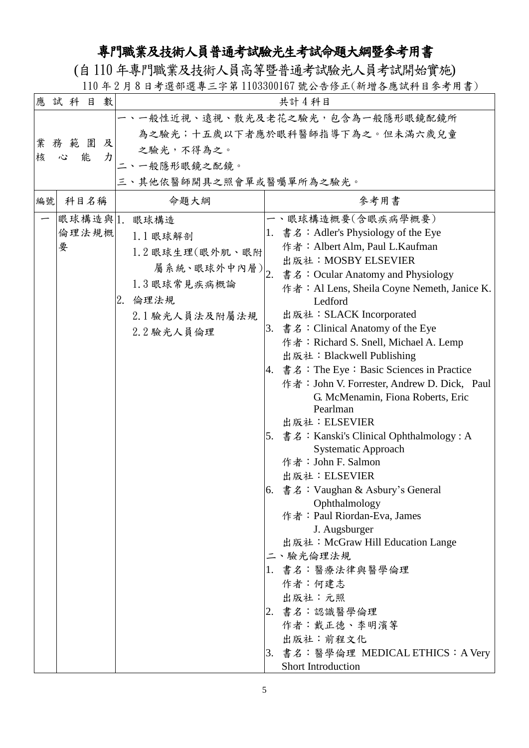# 專門職業及技術人員普通考試驗光生考試命題大綱暨參考用書

(自 110 年專門職業及技術人員高等暨普通考試驗光人員考試開始實施)

110 年 2 月 8 日考選部選專三字第 1103300167 號公告修正(新增各應試科目參考用書)

| 應試科目數 | | 共計 4 科目 | |
|---|---|---|---|
| 業務範圍及核心能力 | | 一、一般性近視、遠視、散光及老花之驗光，包含為一般隱形眼鏡配鏡所為之驗光；十五歲以下者應於眼科醫師指導下為之。但未滿六歲兒童之驗光，不得為之。<br>二、一般隱形眼鏡之配鏡。<br>三、其他依醫師開具之照會單或醫囑單所為之驗光。 | |
| 編號 | 科目名稱 | 命題大綱 | 參考用書 |
| 一 | 眼球構造與倫理法規概要 | 1. 眼球構造<br>1.1 眼球解剖<br>1.2 眼球生理(眼外肌、眼附屬系統、眼球外中內層)<br>1.3 眼球常見疾病概論<br>2. 倫理法規<br>2.1 驗光人員法及附屬法規<br>2.2 驗光人員倫理 | 一、眼球構造概要(含眼疾病學概要)<br>1. 書名：Adler's Physiology of the Eye<br>作者：Albert Alm, Paul L.Kaufman<br>出版社：MOSBY ELSEVIER<br>2. 書名：Ocular Anatomy and Physiology<br>作者：Al Lens, Sheila Coyne Nemeth, Janice K. Ledford<br>出版社：SLACK Incorporated<br>3. 書名：Clinical Anatomy of the Eye<br>作者：Richard S. Snell, Michael A. Lemp<br>出版社：Blackwell Publishing<br>4. 書名：The Eye：Basic Sciences in Practice<br>作者：John V. Forrester, Andrew D. Dick, Paul G. McMenamin, Fiona Roberts, Eric Pearlman<br>出版社：ELSEVIER<br>5. 書名：Kanski's Clinical Ophthalmology : A Systematic Approach<br>作者：John F. Salmon<br>出版社：ELSEVIER<br>6. 書名：Vaughan & Asbury's General Ophthalmology<br>作者：Paul Riordan-Eva, James J. Augsburger<br>出版社：McGraw Hill Education Lange<br>二、驗光倫理法規<br>1. 書名：醫療法律與醫學倫理<br>作者：何建志<br>出版社：元照<br>2. 書名：認識醫學倫理<br>作者：戴正德、李明濱等<br>出版社：前程文化<br>3. 書名：醫學倫理 MEDICAL ETHICS：A Very Short Introduction |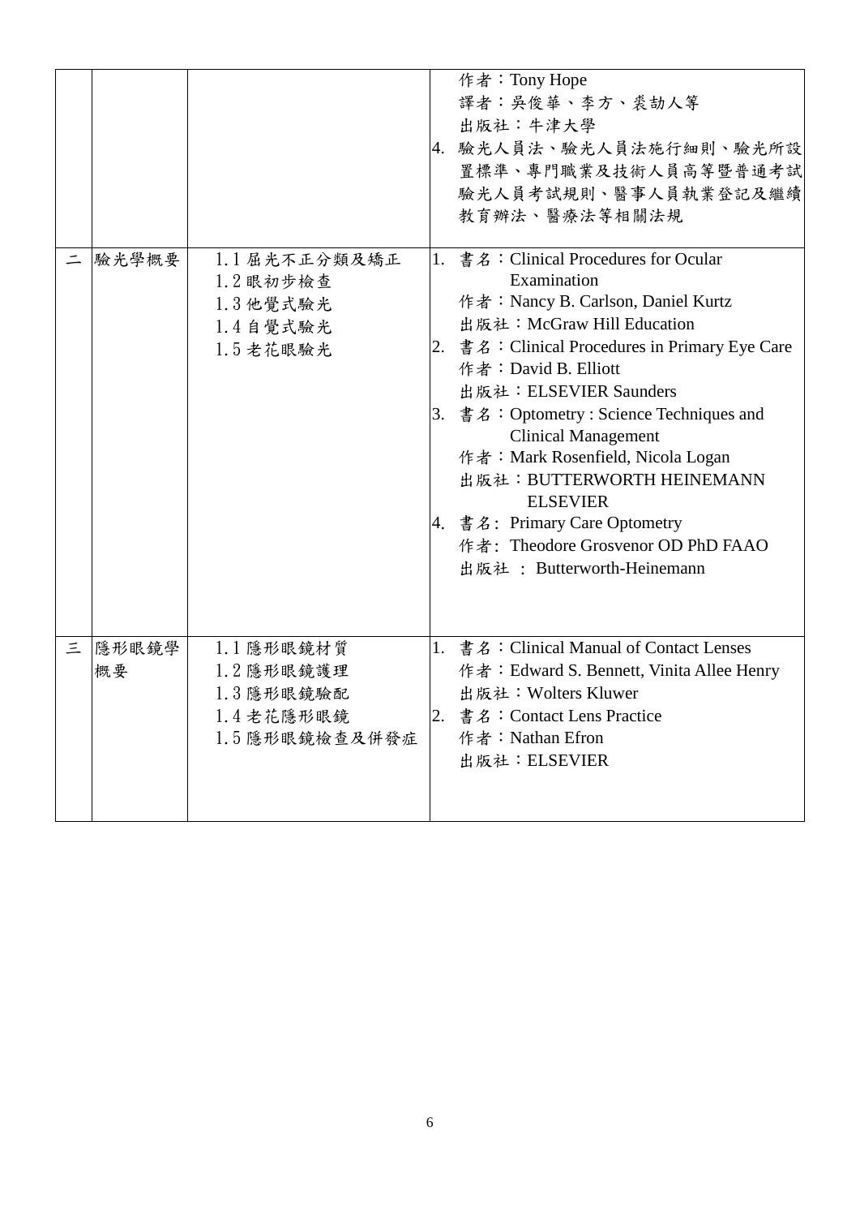| | | | |
|---|---|---|---|
| | | | 作者：Tony Hope<br>譯者：吳俊華、李方、裘劼人等<br>出版社：牛津大學<br>4. 驗光人員法、驗光人員法施行細則、驗光所設置標準、專門職業及技術人員高等暨普通考試驗光人員考試規則、醫事人員執業登記及繼續教育辦法、醫療法等相關法規 |
| 二 | 驗光學概要 | 1.1 屈光不正分類及矯正<br>1.2 眼初步檢查<br>1.3 他覺式驗光<br>1.4 自覺式驗光<br>1.5 老花眼驗光 | 1. 書名：Clinical Procedures for Ocular Examination<br>作者：Nancy B. Carlson, Daniel Kurtz<br>出版社：McGraw Hill Education<br>2. 書名：Clinical Procedures in Primary Eye Care<br>作者：David B. Elliott<br>出版社：ELSEVIER Saunders<br>3. 書名：Optometry : Science Techniques and Clinical Management<br>作者：Mark Rosenfield, Nicola Logan<br>出版社：BUTTERWORTH HEINEMANN ELSEVIER<br>4. 書名: Primary Care Optometry<br>作者: Theodore Grosvenor OD PhD FAAO<br>出版社 : Butterworth-Heinemann |
| 三 | 隱形眼鏡學概要 | 1.1 隱形眼鏡材質<br>1.2 隱形眼鏡護理<br>1.3 隱形眼鏡驗配<br>1.4 老花隱形眼鏡<br>1.5 隱形眼鏡檢查及併發症 | 1. 書名：Clinical Manual of Contact Lenses<br>作者：Edward S. Bennett, Vinita Allee Henry<br>出版社：Wolters Kluwer<br>2. 書名：Contact Lens Practice<br>作者：Nathan Efron<br>出版社：ELSEVIER |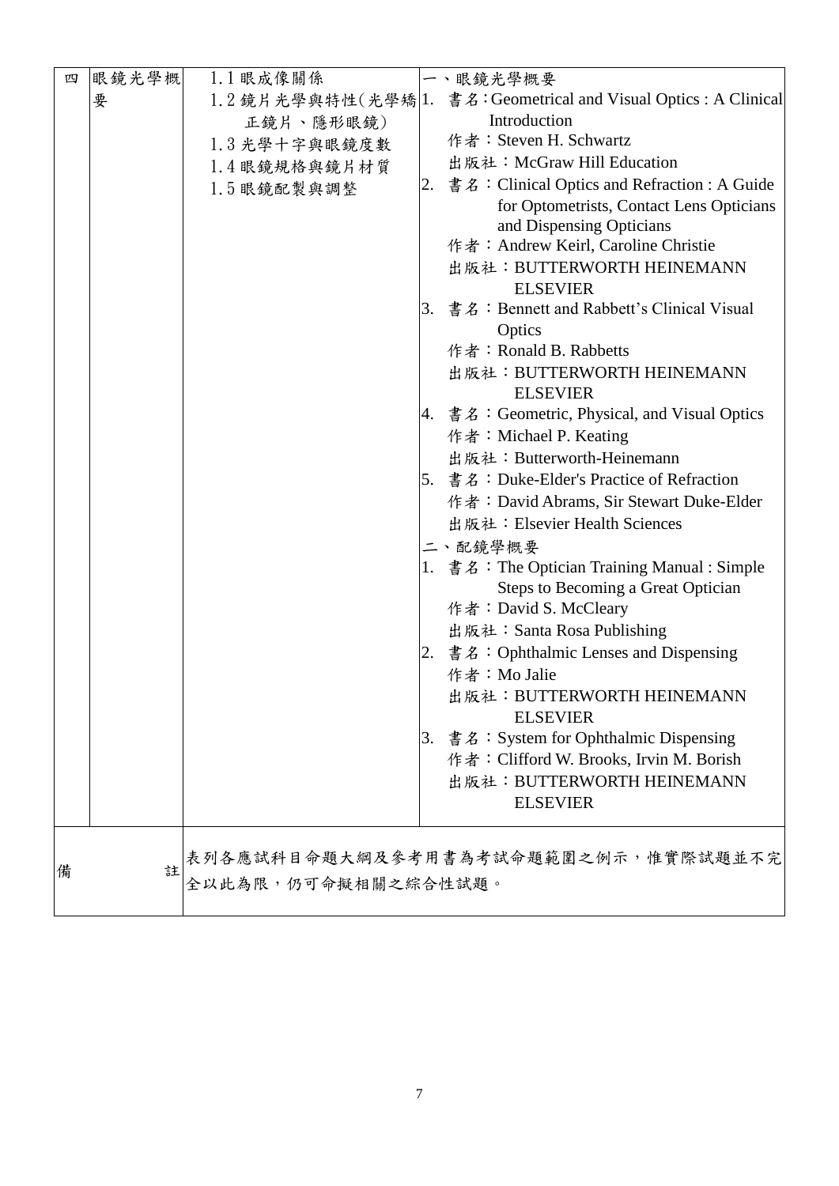| | | | |
|---|---|---|---|
| 四 | 眼鏡光學概要 | 1.1 眼成像關係<br>1.2 鏡片光學與特性(光學矯正鏡片、隱形眼鏡)<br>1.3 光學十字與眼鏡度數<br>1.4 眼鏡規格與鏡片材質<br>1.5 眼鏡配製與調整 | 一、眼鏡光學概要<br>1. 書名：Geometrical and Visual Optics : A Clinical Introduction<br>作者：Steven H. Schwartz<br>出版社：McGraw Hill Education<br>2. 書名：Clinical Optics and Refraction : A Guide for Optometrists, Contact Lens Opticians and Dispensing Opticians<br>作者：Andrew Keirl, Caroline Christie<br>出版社：BUTTERWORTH HEINEMANN ELSEVIER<br>3. 書名：Bennett and Rabbett's Clinical Visual Optics<br>作者：Ronald B. Rabbetts<br>出版社：BUTTERWORTH HEINEMANN ELSEVIER<br>4. 書名：Geometric, Physical, and Visual Optics<br>作者：Michael P. Keating<br>出版社：Butterworth-Heinemann<br>5. 書名：Duke-Elder's Practice of Refraction<br>作者：David Abrams, Sir Stewart Duke-Elder<br>出版社：Elsevier Health Sciences<br>二、配鏡學概要<br>1. 書名：The Optician Training Manual : Simple Steps to Becoming a Great Optician<br>作者：David S. McCleary<br>出版社：Santa Rosa Publishing<br>2. 書名：Ophthalmic Lenses and Dispensing<br>作者：Mo Jalie<br>出版社：BUTTERWORTH HEINEMANN ELSEVIER<br>3. 書名：System for Ophthalmic Dispensing<br>作者：Clifford W. Brooks, Irvin M. Borish<br>出版社：BUTTERWORTH HEINEMANN ELSEVIER |
| 備註 | | 表列各應試科目命題大綱及參考用書為考試命題範圍之例示，惟實際試題並不完全以此為限，仍可命擬相關之綜合性試題。 | |